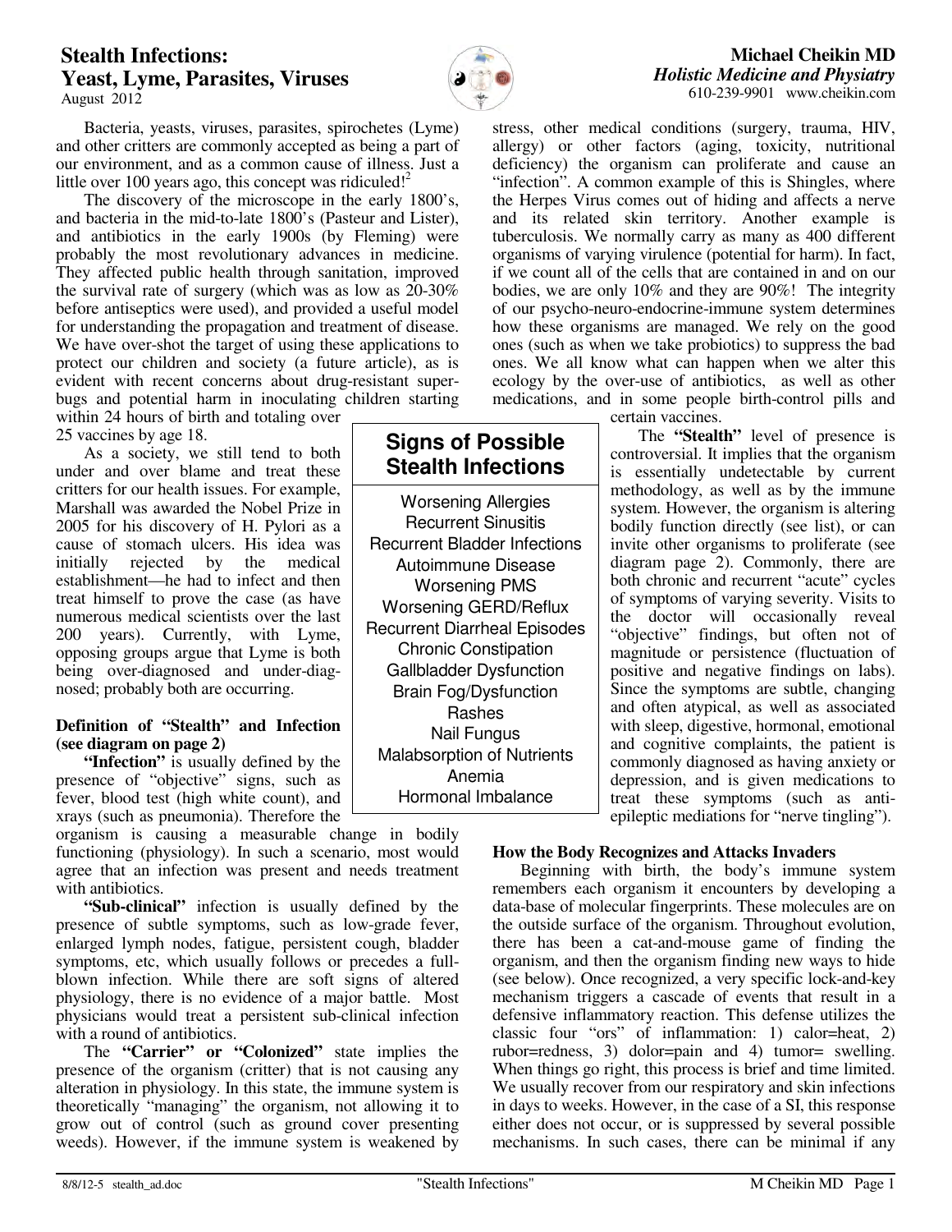# Stealth Infections: Yeast, Lyme, Parasites, Viruses

August 2012

**Michael Cheikin MD**
*Holistic Medicine and Physiatry*
610-239-9901 www.cheikin.com

Bacteria, yeasts, viruses, parasites, spirochetes (Lyme) and other critters are commonly accepted as being a part of our environment, and as a common cause of illness. Just a little over 100 years ago, this concept was ridiculed![2]

The discovery of the microscope in the early 1800's, and bacteria in the mid-to-late 1800's (Pasteur and Lister), and antibiotics in the early 1900s (by Fleming) were probably the most revolutionary advances in medicine. They affected public health through sanitation, improved the survival rate of surgery (which was as low as 20-30% before antiseptics were used), and provided a useful model for understanding the propagation and treatment of disease. We have over-shot the target of using these applications to protect our children and society (a future article), as is evident with recent concerns about drug-resistant super-bugs and potential harm in inoculating children starting within 24 hours of birth and totaling over 25 vaccines by age 18.

As a society, we still tend to both under and over blame and treat these critters for our health issues. For example, Marshall was awarded the Nobel Prize in 2005 for his discovery of H. Pylori as a cause of stomach ulcers. His idea was initially rejected by the medical establishment—he had to infect and then treat himself to prove the case (as have numerous medical scientists over the last 200 years). Currently, with Lyme, opposing groups argue that Lyme is both being over-diagnosed and under-diagnosed; probably both are occurring.

### Definition of "Stealth" and Infection (see diagram on page 2)

**"Infection"** is usually defined by the presence of "objective" signs, such as fever, blood test (high white count), and xrays (such as pneumonia). Therefore the organism is causing a measurable change in bodily functioning (physiology). In such a scenario, most would agree that an infection was present and needs treatment with antibiotics.

**"Sub-clinical"** infection is usually defined by the presence of subtle symptoms, such as low-grade fever, enlarged lymph nodes, fatigue, persistent cough, bladder symptoms, etc, which usually follows or precedes a full-blown infection. While there are soft signs of altered physiology, there is no evidence of a major battle. Most physicians would treat a persistent sub-clinical infection with a round of antibiotics.

The **"Carrier" or "Colonized"** state implies the presence of the organism (critter) that is not causing any alteration in physiology. In this state, the immune system is theoretically "managing" the organism, not allowing it to grow out of control (such as ground cover presenting weeds). However, if the immune system is weakened by stress, other medical conditions (surgery, trauma, HIV, allergy) or other factors (aging, toxicity, nutritional deficiency) the organism can proliferate and cause an "infection". A common example of this is Shingles, where the Herpes Virus comes out of hiding and affects a nerve and its related skin territory. Another example is tuberculosis. We normally carry as many as 400 different organisms of varying virulence (potential for harm). In fact, if we count all of the cells that are contained in and on our bodies, we are only 10% and they are 90%! The integrity of our psycho-neuro-endocrine-immune system determines how these organisms are managed. We rely on the good ones (such as when we take probiotics) to suppress the bad ones. We all know what can happen when we alter this ecology by the over-use of antibiotics, as well as other medications, and in some people birth-control pills and certain vaccines.

The **"Stealth"** level of presence is controversial. It implies that the organism is essentially undetectable by current methodology, as well as by the immune system. However, the organism is altering bodily function directly (see list), or can invite other organisms to proliferate (see diagram page 2). Commonly, there are both chronic and recurrent "acute" cycles of symptoms of varying severity. Visits to the doctor will occasionally reveal "objective" findings, but often not of magnitude or persistence (fluctuation of positive and negative findings on labs). Since the symptoms are subtle, changing and often atypical, as well as associated with sleep, digestive, hormonal, emotional and cognitive complaints, the patient is commonly diagnosed as having anxiety or depression, and is given medications to treat these symptoms (such as anti-epileptic mediations for "nerve tingling").

### Signs of Possible Stealth Infections

- Worsening Allergies
- Recurrent Sinusitis
- Recurrent Bladder Infections
- Autoimmune Disease
- Worsening PMS
- Worsening GERD/Reflux
- Recurrent Diarrheal Episodes
- Chronic Constipation
- Gallbladder Dysfunction
- Brain Fog/Dysfunction
- Rashes
- Nail Fungus
- Malabsorption of Nutrients
- Anemia
- Hormonal Imbalance

### How the Body Recognizes and Attacks Invaders

Beginning with birth, the body's immune system remembers each organism it encounters by developing a data-base of molecular fingerprints. These molecules are on the outside surface of the organism. Throughout evolution, there has been a cat-and-mouse game of finding the organism, and then the organism finding new ways to hide (see below). Once recognized, a very specific lock-and-key mechanism triggers a cascade of events that result in a defensive inflammatory reaction. This defense utilizes the classic four "ors" of inflammation: 1) calor=heat, 2) rubor=redness, 3) dolor=pain and 4) tumor= swelling. When things go right, this process is brief and time limited. We usually recover from our respiratory and skin infections in days to weeks. However, in the case of a SI, this response either does not occur, or is suppressed by several possible mechanisms. In such cases, there can be minimal if any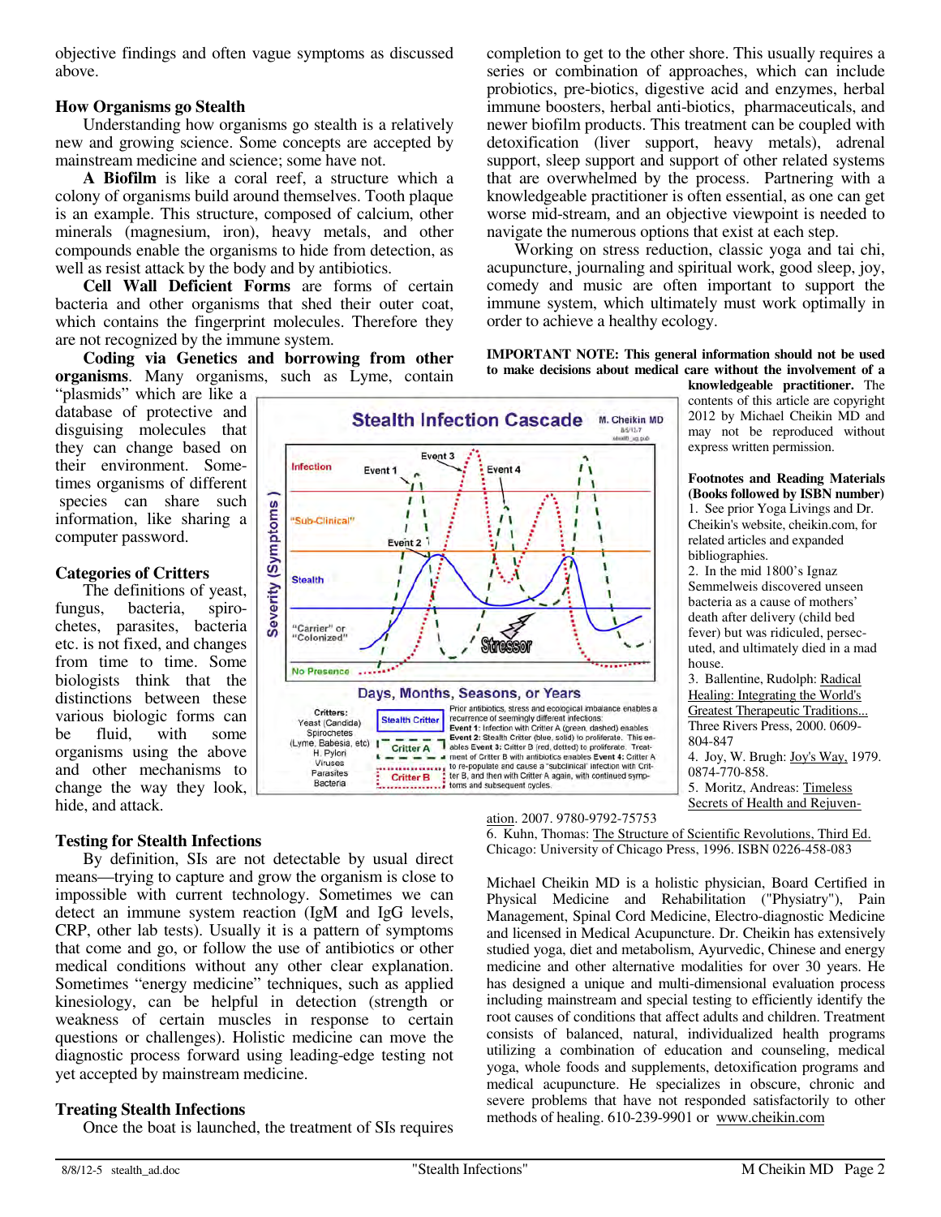objective findings and often vague symptoms as discussed above.

### How Organisms go Stealth

Understanding how organisms go stealth is a relatively new and growing science. Some concepts are accepted by mainstream medicine and science; some have not.

**A Biofilm** is like a coral reef, a structure which a colony of organisms build around themselves. Tooth plaque is an example. This structure, composed of calcium, other minerals (magnesium, iron), heavy metals, and other compounds enable the organisms to hide from detection, as well as resist attack by the body and by antibiotics.

**Cell Wall Deficient Forms** are forms of certain bacteria and other organisms that shed their outer coat, which contains the fingerprint molecules. Therefore they are not recognized by the immune system.

**Coding via Genetics and borrowing from other organisms**. Many organisms, such as Lyme, contain "plasmids" which are like a database of protective and disguising molecules that they can change based on their environment. Sometimes organisms of different species can share such information, like sharing a computer password.

### Categories of Critters

The definitions of yeast, fungus, bacteria, spirochetes, parasites, bacteria etc. is not fixed, and changes from time to time. Some biologists think that the distinctions between these various biologic forms can be fluid, with some organisms using the above and other mechanisms to change the way they look, hide, and attack.

Stealth Infection Cascade

M. Cheikin MD

Infection
"Sub-Clinical"
Stealth
"Carrier" or "Colonized"
No Presence

Event 1
Event 2
Event 3
Event 4
Stressor

Severity (Symptoms)

Days, Months, Seasons, or Years

Critters:
Yeast (Candida)
Spirochetes
(Lyme, Babesia, etc)
H. Pylori
Viruses
Parasites
Bacteria

Stealth Critter
Critter A
Critter B

Prior antibiotics, stress and ecological imbalance enables a recurrence of seemingly different infections:
Event 1: Infection with Critter A (green, dashed) enables
Event 2: Stealth Critter (blue, solid) to proliferate. This enables Event 3: Critter B (red, dotted) to proliferate. Treatment of Critter B with antibiotics enables Event 4: Critter A to re-populate and cause a "subclinical" infection with Critter B, and then with Critter A again, with continued symptoms and subsequent cycles.

### Testing for Stealth Infections

By definition, SIs are not detectable by usual direct means—trying to capture and grow the organism is close to impossible with current technology. Sometimes we can detect an immune system reaction (IgM and IgG levels, CRP, other lab tests). Usually it is a pattern of symptoms that come and go, or follow the use of antibiotics or other medical conditions without any other clear explanation. Sometimes "energy medicine" techniques, such as applied kinesiology, can be helpful in detection (strength or weakness of certain muscles in response to certain questions or challenges). Holistic medicine can move the diagnostic process forward using leading-edge testing not yet accepted by mainstream medicine.

### Treating Stealth Infections

Once the boat is launched, the treatment of SIs requires completion to get to the other shore. This usually requires a series or combination of approaches, which can include probiotics, pre-biotics, digestive acid and enzymes, herbal immune boosters, herbal anti-biotics, pharmaceuticals, and newer biofilm products. This treatment can be coupled with detoxification (liver support, heavy metals), adrenal support, sleep support and support of other related systems that are overwhelmed by the process. Partnering with a knowledgeable practitioner is often essential, as one can get worse mid-stream, and an objective viewpoint is needed to navigate the numerous options that exist at each step.

Working on stress reduction, classic yoga and tai chi, acupuncture, journaling and spiritual work, good sleep, joy, comedy and music are often important to support the immune system, which ultimately must work optimally in order to achieve a healthy ecology.

**IMPORTANT NOTE: This general information should not be used to make decisions about medical care without the involvement of a knowledgeable practitioner.** The contents of this article are copyright 2012 by Michael Cheikin MD and may not be reproduced without express written permission.

**Footnotes and Reading Materials (Books followed by ISBN number)**

1. See prior Yoga Livings and Dr. Cheikin's website, cheikin.com, for related articles and expanded bibliographies.
2. In the mid 1800's Ignaz Semmelweis discovered unseen bacteria as a cause of mothers' death after delivery (child bed fever) but was ridiculed, persecuted, and ultimately died in a mad house.
3. Ballentine, Rudolph: Radical Healing: Integrating the World's Greatest Therapeutic Traditions... Three Rivers Press, 2000. 0609-804-847
4. Joy, W. Brugh: Joy's Way, 1979. 0874-770-858.
5. Moritz, Andreas: Timeless Secrets of Health and Rejuvenation. 2007. 9780-9792-75753
6. Kuhn, Thomas: The Structure of Scientific Revolutions, Third Ed. Chicago: University of Chicago Press, 1996. ISBN 0226-458-083

Michael Cheikin MD is a holistic physician, Board Certified in Physical Medicine and Rehabilitation ("Physiatry"), Pain Management, Spinal Cord Medicine, Electro-diagnostic Medicine and licensed in Medical Acupuncture. Dr. Cheikin has extensively studied yoga, diet and metabolism, Ayurvedic, Chinese and energy medicine and other alternative modalities for over 30 years. He has designed a unique and multi-dimensional evaluation process including mainstream and special testing to efficiently identify the root causes of conditions that affect adults and children. Treatment consists of balanced, natural, individualized health programs utilizing a combination of education and counseling, medical yoga, whole foods and supplements, detoxification programs and medical acupuncture. He specializes in obscure, chronic and severe problems that have not responded satisfactorily to other methods of healing. 610-239-9901 or www.cheikin.com